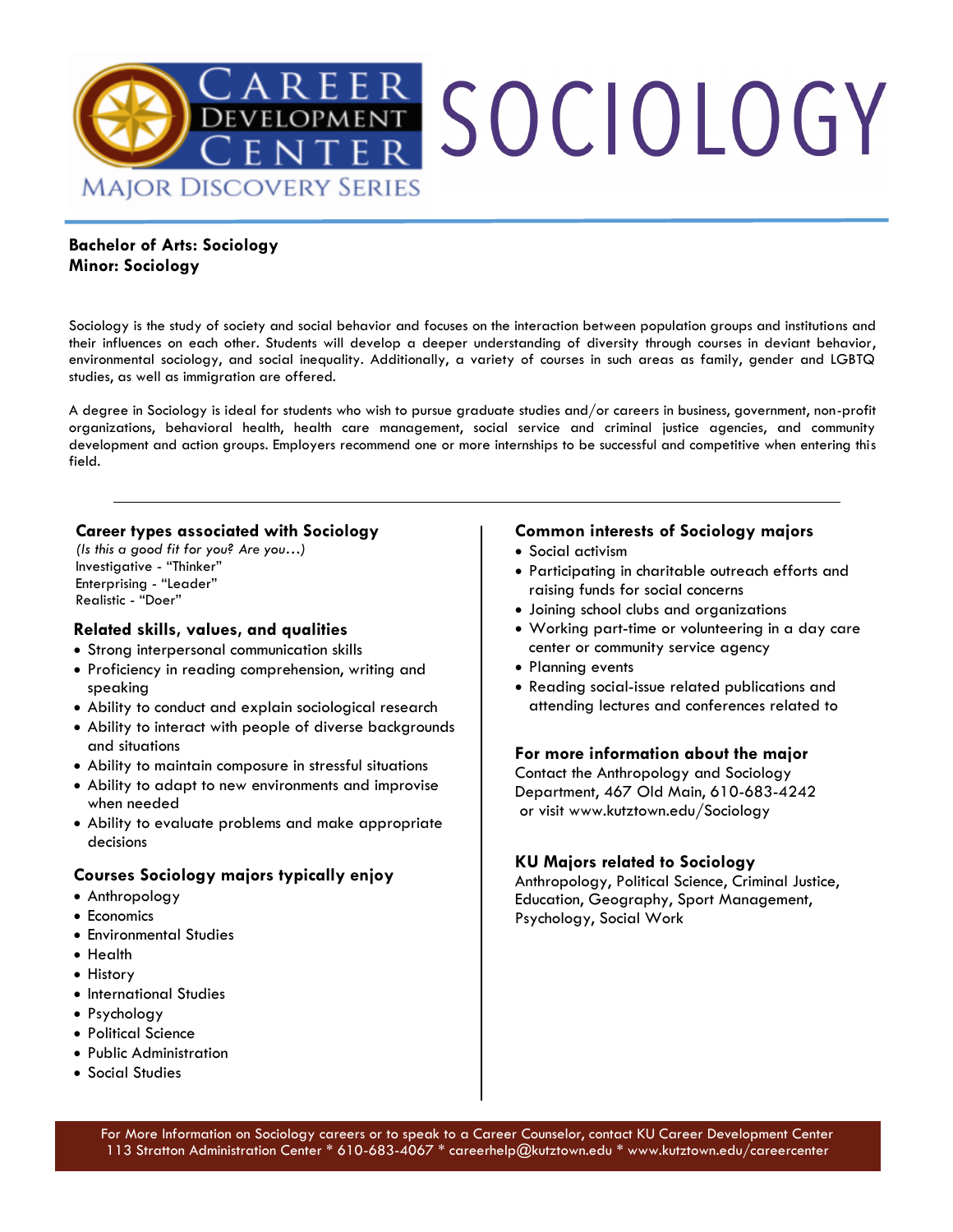# SOCIOLOGY

Career Development Center — Major Discovery Series

**Bachelor of Arts: Sociology**
**Minor: Sociology**

Sociology is the study of society and social behavior and focuses on the interaction between population groups and institutions and their influences on each other. Students will develop a deeper understanding of diversity through courses in deviant behavior, environmental sociology, and social inequality. Additionally, a variety of courses in such areas as family, gender and LGBTQ studies, as well as immigration are offered.

A degree in Sociology is ideal for students who wish to pursue graduate studies and/or careers in business, government, non-profit organizations, behavioral health, health care management, social service and criminal justice agencies, and community development and action groups. Employers recommend one or more internships to be successful and competitive when entering this field.

## Career types associated with Sociology

*(Is this a good fit for you? Are you…)*

Investigative - "Thinker"
Enterprising - "Leader"
Realistic - "Doer"

## Related skills, values, and qualities

- Strong interpersonal communication skills
- Proficiency in reading comprehension, writing and speaking
- Ability to conduct and explain sociological research
- Ability to interact with people of diverse backgrounds and situations
- Ability to maintain composure in stressful situations
- Ability to adapt to new environments and improvise when needed
- Ability to evaluate problems and make appropriate decisions

## Courses Sociology majors typically enjoy

- Anthropology
- Economics
- Environmental Studies
- Health
- History
- International Studies
- Psychology
- Political Science
- Public Administration
- Social Studies

## Common interests of Sociology majors

- Social activism
- Participating in charitable outreach efforts and raising funds for social concerns
- Joining school clubs and organizations
- Working part-time or volunteering in a day care center or community service agency
- Planning events
- Reading social-issue related publications and attending lectures and conferences related to

## For more information about the major

Contact the Anthropology and Sociology Department, 467 Old Main, 610-683-4242 or visit www.kutztown.edu/Sociology

## KU Majors related to Sociology

Anthropology, Political Science, Criminal Justice, Education, Geography, Sport Management, Psychology, Social Work

For More Information on Sociology careers or to speak to a Career Counselor, contact KU Career Development Center
113 Stratton Administration Center * 610-683-4067 * careerhelp@kutztown.edu * www.kutztown.edu/careercenter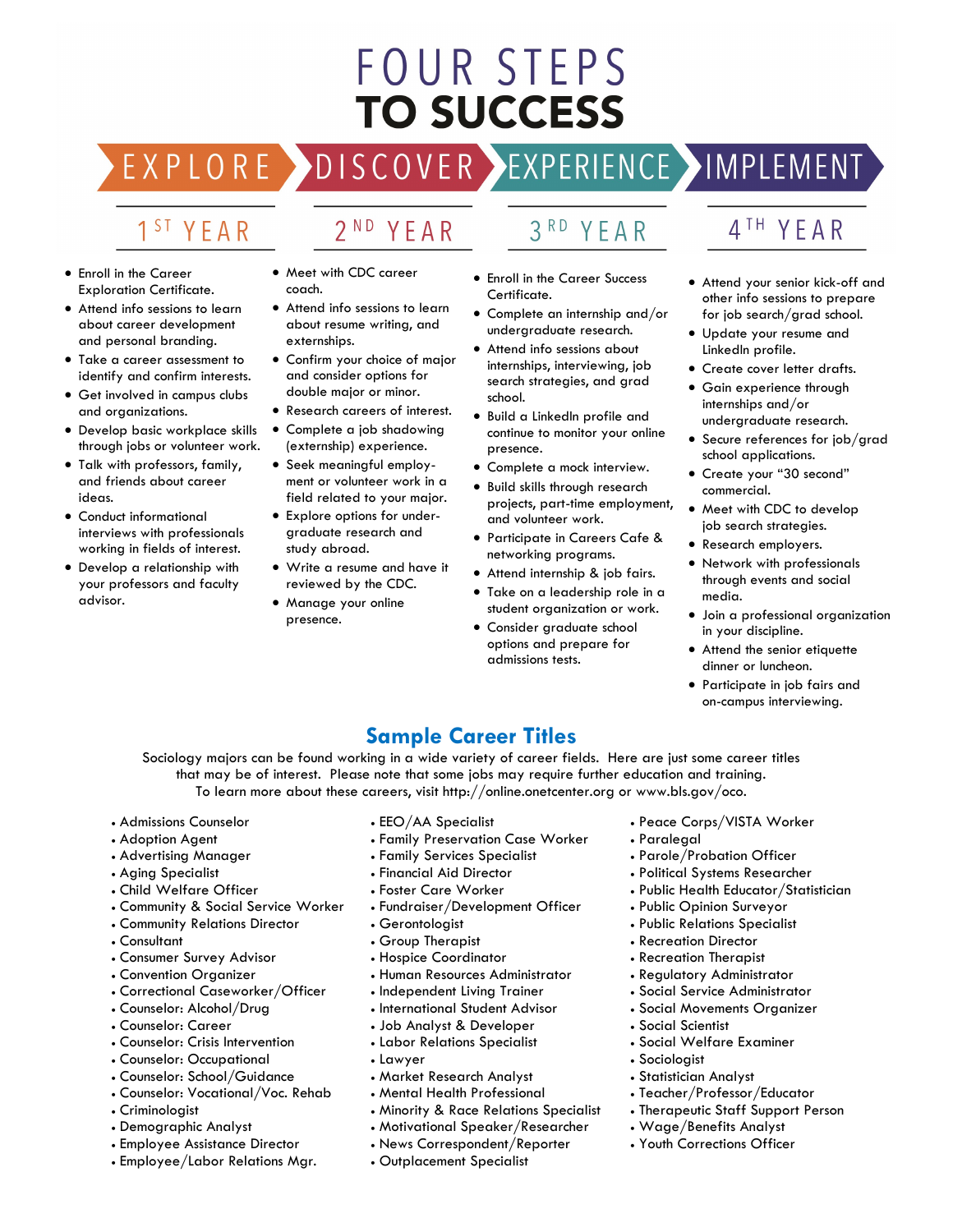# FOUR STEPS TO SUCCESS

## EXPLORE — 1ST YEAR

- Enroll in the Career Exploration Certificate.
- Attend info sessions to learn about career development and personal branding.
- Take a career assessment to identify and confirm interests.
- Get involved in campus clubs and organizations.
- Develop basic workplace skills through jobs or volunteer work.
- Talk with professors, family, and friends about career ideas.
- Conduct informational interviews with professionals working in fields of interest.
- Develop a relationship with your professors and faculty advisor.

## DISCOVER — 2ND YEAR

- Meet with CDC career coach.
- Attend info sessions to learn about resume writing, and externships.
- Confirm your choice of major and consider options for double major or minor.
- Research careers of interest.
- Complete a job shadowing (externship) experience.
- Seek meaningful employment or volunteer work in a field related to your major.
- Explore options for undergraduate research and study abroad.
- Write a resume and have it reviewed by the CDC.
- Manage your online presence.

## EXPERIENCE — 3RD YEAR

- Enroll in the Career Success Certificate.
- Complete an internship and/or undergraduate research.
- Attend info sessions about internships, interviewing, job search strategies, and grad school.
- Build a LinkedIn profile and continue to monitor your online presence.
- Complete a mock interview.
- Build skills through research projects, part-time employment, and volunteer work.
- Participate in Careers Cafe & networking programs.
- Attend internship & job fairs.
- Take on a leadership role in a student organization or work.
- Consider graduate school options and prepare for admissions tests.

## IMPLEMENT — 4TH YEAR

- Attend your senior kick-off and other info sessions to prepare for job search/grad school.
- Update your resume and LinkedIn profile.
- Create cover letter drafts.
- Gain experience through internships and/or undergraduate research.
- Secure references for job/grad school applications.
- Create your "30 second" commercial.
- Meet with CDC to develop job search strategies.
- Research employers.
- Network with professionals through events and social media.
- Join a professional organization in your discipline.
- Attend the senior etiquette dinner or luncheon.
- Participate in job fairs and on-campus interviewing.

## Sample Career Titles

Sociology majors can be found working in a wide variety of career fields. Here are just some career titles that may be of interest. Please note that some jobs may require further education and training. To learn more about these careers, visit http://online.onetcenter.org or www.bls.gov/oco.

- Admissions Counselor
- Adoption Agent
- Advertising Manager
- Aging Specialist
- Child Welfare Officer
- Community & Social Service Worker
- Community Relations Director
- Consultant
- Consumer Survey Advisor
- Convention Organizer
- Correctional Caseworker/Officer
- Counselor: Alcohol/Drug
- Counselor: Career
- Counselor: Crisis Intervention
- Counselor: Occupational
- Counselor: School/Guidance
- Counselor: Vocational/Voc. Rehab
- Criminologist
- Demographic Analyst
- Employee Assistance Director
- Employee/Labor Relations Mgr.
- EEO/AA Specialist
- Family Preservation Case Worker
- Family Services Specialist
- Financial Aid Director
- Foster Care Worker
- Fundraiser/Development Officer
- Gerontologist
- Group Therapist
- Hospice Coordinator
- Human Resources Administrator
- Independent Living Trainer
- International Student Advisor
- Job Analyst & Developer
- Labor Relations Specialist
- Lawyer
- Market Research Analyst
- Mental Health Professional
- Minority & Race Relations Specialist
- Motivational Speaker/Researcher
- News Correspondent/Reporter
- Outplacement Specialist
- Peace Corps/VISTA Worker
- Paralegal
- Parole/Probation Officer
- Political Systems Researcher
- Public Health Educator/Statistician
- Public Opinion Surveyor
- Public Relations Specialist
- Recreation Director
- Recreation Therapist
- Regulatory Administrator
- Social Service Administrator
- Social Movements Organizer
- Social Scientist
- Social Welfare Examiner
- Sociologist
- Statistician Analyst
- Teacher/Professor/Educator
- Therapeutic Staff Support Person
- Wage/Benefits Analyst
- Youth Corrections Officer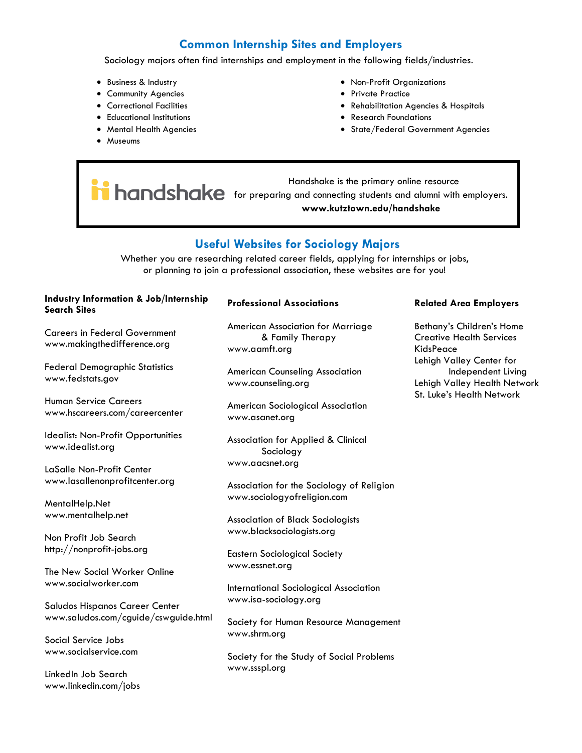## Common Internship Sites and Employers

Sociology majors often find internships and employment in the following fields/industries.

- Business & Industry
- Community Agencies
- Correctional Facilities
- Educational Institutions
- Mental Health Agencies
- Museums
- Non-Profit Organizations
- Private Practice
- Rehabilitation Agencies & Hospitals
- Research Foundations
- State/Federal Government Agencies

handshake

Handshake is the primary online resource for preparing and connecting students and alumni with employers.
**www.kutztown.edu/handshake**

## Useful Websites for Sociology Majors

Whether you are researching related career fields, applying for internships or jobs, or planning to join a professional association, these websites are for you!

### Industry Information & Job/Internship Search Sites

Careers in Federal Government
www.makingthedifference.org

Federal Demographic Statistics
www.fedstats.gov

Human Service Careers
www.hscareers.com/careercenter

Idealist: Non-Profit Opportunities
www.idealist.org

LaSalle Non-Profit Center
www.lasallenonprofitcenter.org

MentalHelp.Net
www.mentalhelp.net

Non Profit Job Search
http://nonprofit-jobs.org

The New Social Worker Online
www.socialworker.com

Saludos Hispanos Career Center
www.saludos.com/cguide/cswguide.html

Social Service Jobs
www.socialservice.com

LinkedIn Job Search
www.linkedin.com/jobs

### Professional Associations

American Association for Marriage & Family Therapy
www.aamft.org

American Counseling Association
www.counseling.org

American Sociological Association
www.asanet.org

Association for Applied & Clinical Sociology
www.aacsnet.org

Association for the Sociology of Religion
www.sociologyofreligion.com

Association of Black Sociologists
www.blacksociologists.org

Eastern Sociological Society
www.essnet.org

International Sociological Association
www.isa-sociology.org

Society for Human Resource Management
www.shrm.org

Society for the Study of Social Problems
www.ssspl.org

### Related Area Employers

Bethany's Children's Home
Creative Health Services
KidsPeace
Lehigh Valley Center for Independent Living
Lehigh Valley Health Network
St. Luke's Health Network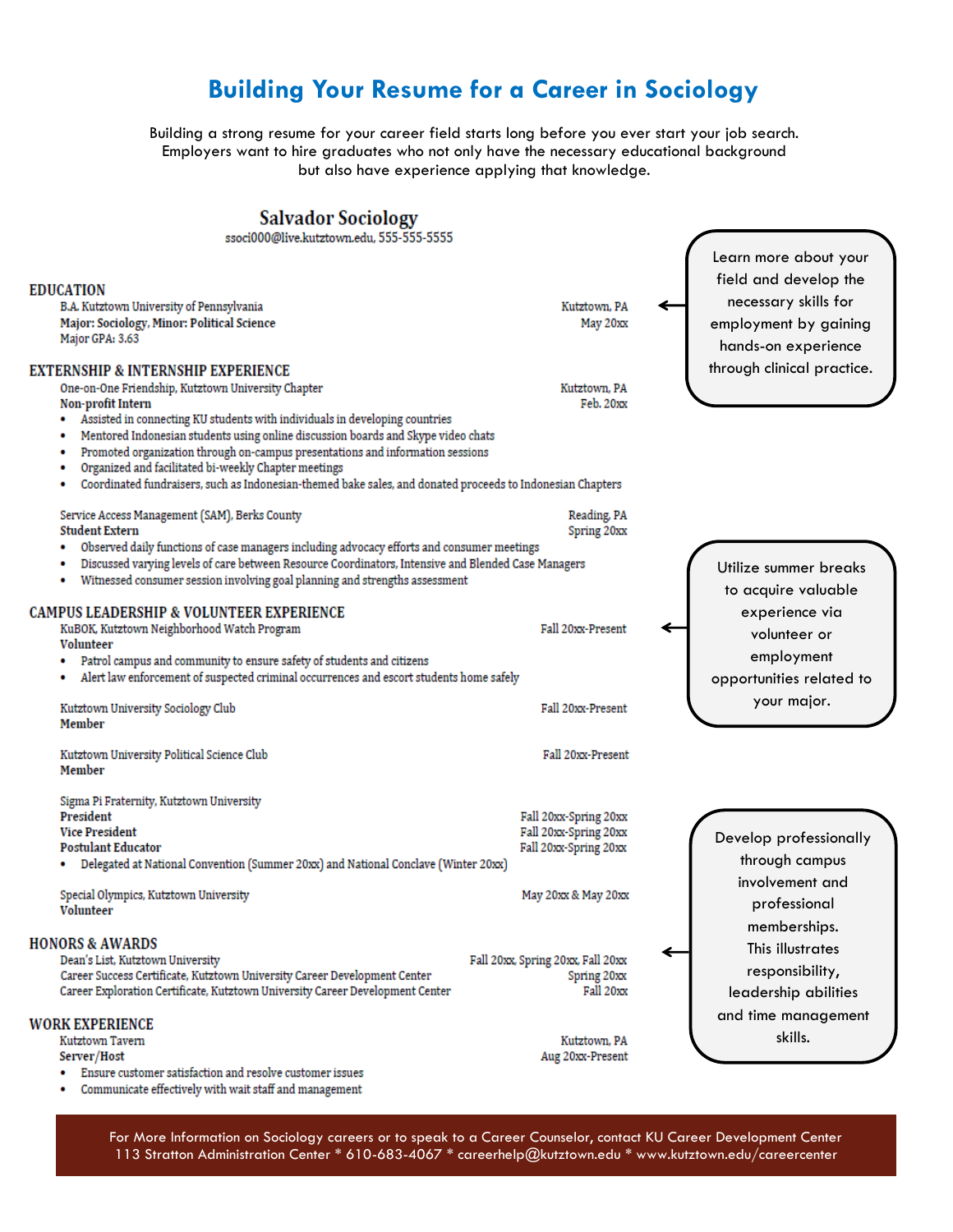# Building Your Resume for a Career in Sociology

Building a strong resume for your career field starts long before you ever start your job search. Employers want to hire graduates who not only have the necessary educational background but also have experience applying that knowledge.

## Salvador Sociology

ssoci000@live.kutztown.edu, 555-555-5555

### EDUCATION

B.A. Kutztown University of Pennsylvania — Kutztown, PA
**Major: Sociology, Minor: Political Science** — May 20xx
Major GPA: 3.63

### EXTERNSHIP & INTERNSHIP EXPERIENCE

One-on-One Friendship, Kutztown University Chapter — Kutztown, PA
**Non-profit Intern** — Feb. 20xx

- Assisted in connecting KU students with individuals in developing countries
- Mentored Indonesian students using online discussion boards and Skype video chats
- Promoted organization through on-campus presentations and information sessions
- Organized and facilitated bi-weekly Chapter meetings
- Coordinated fundraisers, such as Indonesian-themed bake sales, and donated proceeds to Indonesian Chapters

Service Access Management (SAM), Berks County — Reading, PA
**Student Extern** — Spring 20xx

- Observed daily functions of case managers including advocacy efforts and consumer meetings
- Discussed varying levels of care between Resource Coordinators, Intensive and Blended Case Managers
- Witnessed consumer session involving goal planning and strengths assessment

### CAMPUS LEADERSHIP & VOLUNTEER EXPERIENCE

KuBOK, Kutztown Neighborhood Watch Program — Fall 20xx-Present
**Volunteer**

- Patrol campus and community to ensure safety of students and citizens
- Alert law enforcement of suspected criminal occurrences and escort students home safely

Kutztown University Sociology Club — Fall 20xx-Present
**Member**

Kutztown University Political Science Club — Fall 20xx-Present
**Member**

Sigma Pi Fraternity, Kutztown University
**President** — Fall 20xx-Spring 20xx
**Vice President** — Fall 20xx-Spring 20xx
**Postulant Educator** — Fall 20xx-Spring 20xx

- Delegated at National Convention (Summer 20xx) and National Conclave (Winter 20xx)

Special Olympics, Kutztown University — May 20xx & May 20xx
**Volunteer**

### HONORS & AWARDS

Dean's List, Kutztown University — Fall 20xx, Spring 20xx, Fall 20xx
Career Success Certificate, Kutztown University Career Development Center — Spring 20xx
Career Exploration Certificate, Kutztown University Career Development Center — Fall 20xx

### WORK EXPERIENCE

Kutztown Tavern — Kutztown, PA
**Server/Host** — Aug 20xx-Present

- Ensure customer satisfaction and resolve customer issues
- Communicate effectively with wait staff and management

---

Learn more about your field and develop the necessary skills for employment by gaining hands-on experience through clinical practice.

Utilize summer breaks to acquire valuable experience via volunteer or employment opportunities related to your major.

Develop professionally through campus involvement and professional memberships. This illustrates responsibility, leadership abilities and time management skills.

---

For More Information on Sociology careers or to speak to a Career Counselor, contact KU Career Development Center
113 Stratton Administration Center * 610-683-4067 * careerhelp@kutztown.edu * www.kutztown.edu/careercenter